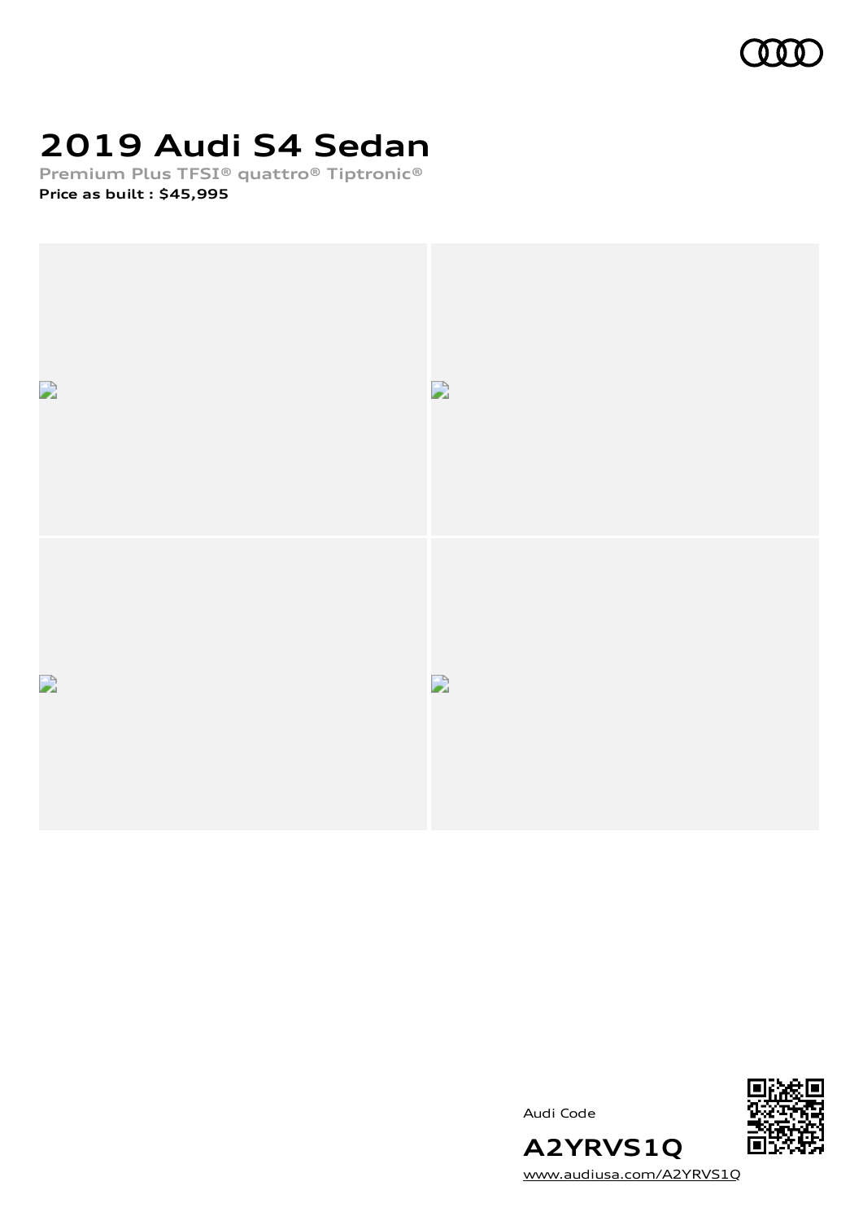# 2019 Audi S4 Sedan

**Premium Plus TFSI® quattro® Tiptronic®**

**Price as built : $45,995**

Audi Code

**A2YRVS1Q**

www.audiusa.com/A2YRVS1Q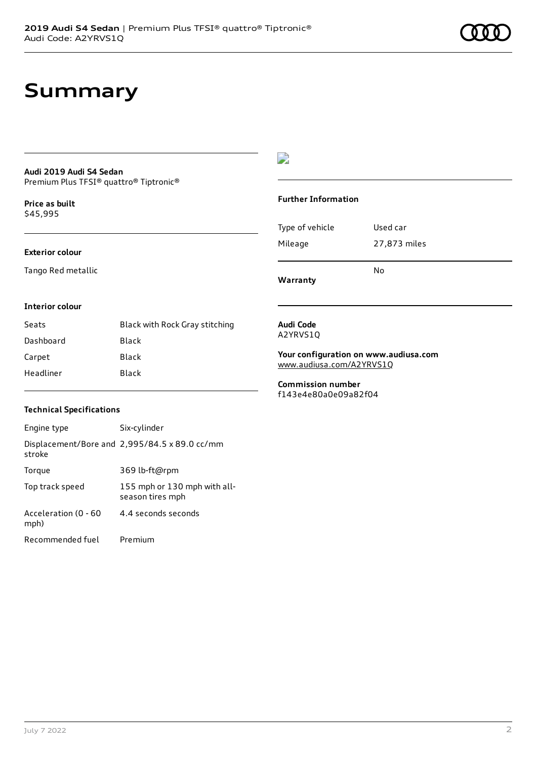# Summary

**Audi 2019 Audi S4 Sedan**
Premium Plus TFSI® quattro® Tiptronic®

**Price as built**
$45,995

### Exterior colour

Tango Red metallic

### Interior colour

| | |
|---|---|
| Seats | Black with Rock Gray stitching |
| Dashboard | Black |
| Carpet | Black |
| Headliner | Black |

### Technical Specifications

| | |
|---|---|
| Engine type | Six-cylinder |
| Displacement/Bore and stroke | 2,995/84.5 x 89.0 cc/mm |
| Torque | 369 lb-ft@rpm |
| Top track speed | 155 mph or 130 mph with all-season tires mph |
| Acceleration (0 - 60 mph) | 4.4 seconds seconds |
| Recommended fuel | Premium |

### Further Information

| | |
|---|---|
| Type of vehicle | Used car |
| Mileage | 27,873 miles |
| **Warranty** | No |

**Audi Code**
A2YRVS1Q

**Your configuration on www.audiusa.com**
www.audiusa.com/A2YRVS1Q

**Commission number**
f143e4e80a0e09a82f04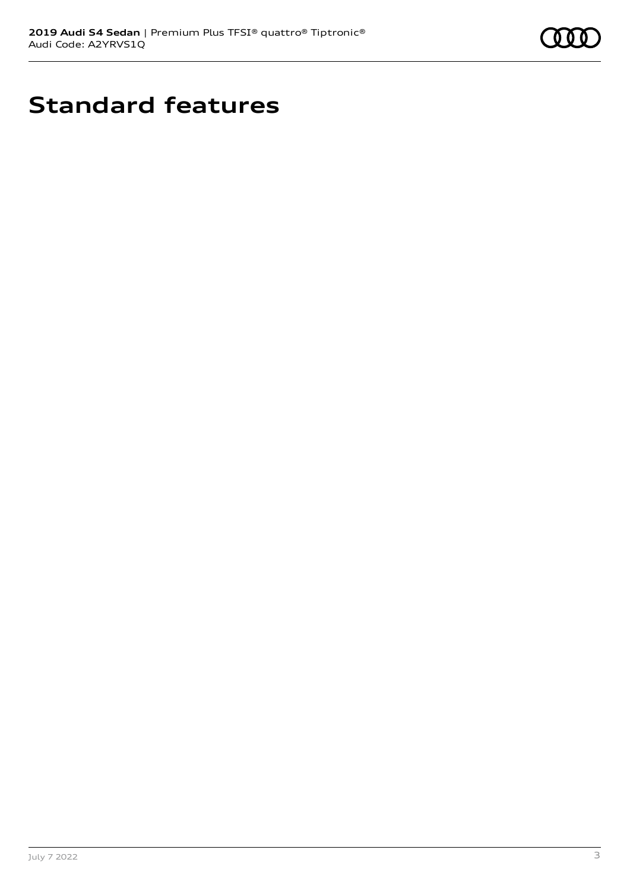# Standard features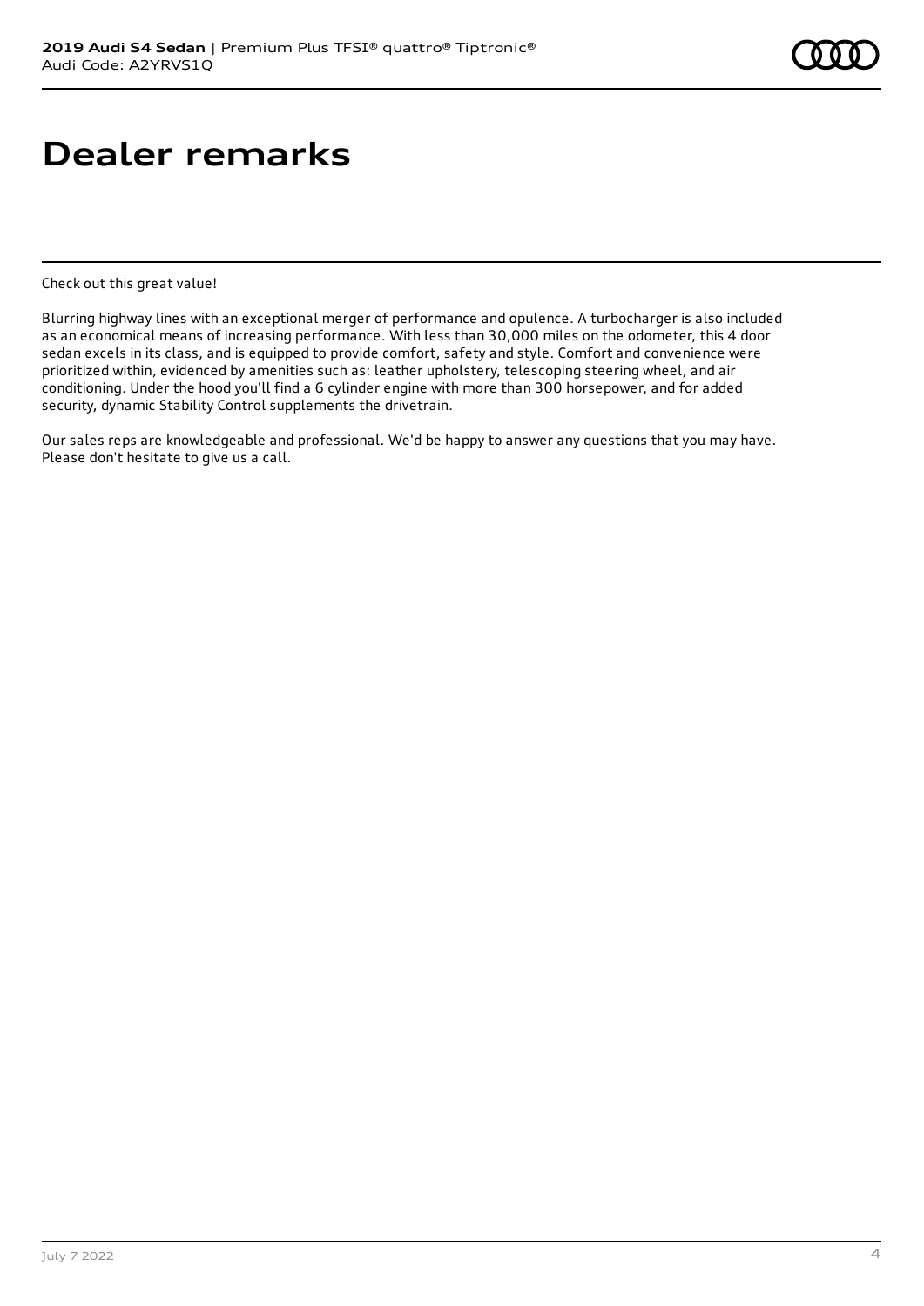# Dealer remarks

Check out this great value!

Blurring highway lines with an exceptional merger of performance and opulence. A turbocharger is also included as an economical means of increasing performance. With less than 30,000 miles on the odometer, this 4 door sedan excels in its class, and is equipped to provide comfort, safety and style. Comfort and convenience were prioritized within, evidenced by amenities such as: leather upholstery, telescoping steering wheel, and air conditioning. Under the hood you'll find a 6 cylinder engine with more than 300 horsepower, and for added security, dynamic Stability Control supplements the drivetrain.

Our sales reps are knowledgeable and professional. We'd be happy to answer any questions that you may have. Please don't hesitate to give us a call.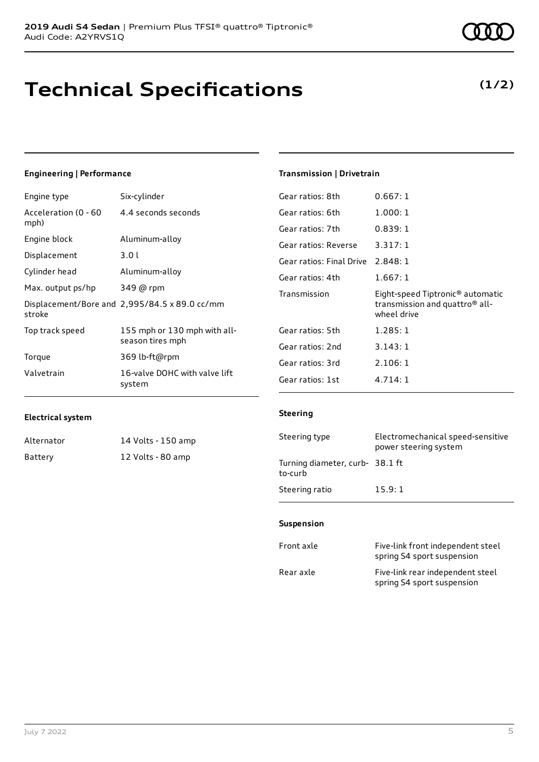**2019 Audi S4 Sedan** | Premium Plus TFSI® quattro® Tiptronic®
Audi Code: A2YRVS1Q

# Technical Specifications

**(1/2)**

### Engineering | Performance

| | |
|---|---|
| Engine type | Six-cylinder |
| Acceleration (0 - 60 mph) | 4.4 seconds seconds |
| Engine block | Aluminum-alloy |
| Displacement | 3.0 l |
| Cylinder head | Aluminum-alloy |
| Max. output ps/hp | 349 @ rpm |
| Displacement/Bore and stroke | 2,995/84.5 x 89.0 cc/mm |
| Top track speed | 155 mph or 130 mph with all-season tires mph |
| Torque | 369 lb-ft@rpm |
| Valvetrain | 16-valve DOHC with valve lift system |

### Electrical system

| | |
|---|---|
| Alternator | 14 Volts - 150 amp |
| Battery | 12 Volts - 80 amp |

### Transmission | Drivetrain

| | |
|---|---|
| Gear ratios: 8th | 0.667: 1 |
| Gear ratios: 6th | 1.000: 1 |
| Gear ratios: 7th | 0.839: 1 |
| Gear ratios: Reverse | 3.317: 1 |
| Gear ratios: Final Drive | 2.848: 1 |
| Gear ratios: 4th | 1.667: 1 |
| Transmission | Eight-speed Tiptronic® automatic transmission and quattro® all-wheel drive |
| Gear ratios: 5th | 1.285: 1 |
| Gear ratios: 2nd | 3.143: 1 |
| Gear ratios: 3rd | 2.106: 1 |
| Gear ratios: 1st | 4.714: 1 |

### Steering

| | |
|---|---|
| Steering type | Electromechanical speed-sensitive power steering system |
| Turning diameter, curb-to-curb | 38.1 ft |
| Steering ratio | 15.9: 1 |

### Suspension

| | |
|---|---|
| Front axle | Five-link front independent steel spring S4 sport suspension |
| Rear axle | Five-link rear independent steel spring S4 sport suspension |

July 7 2022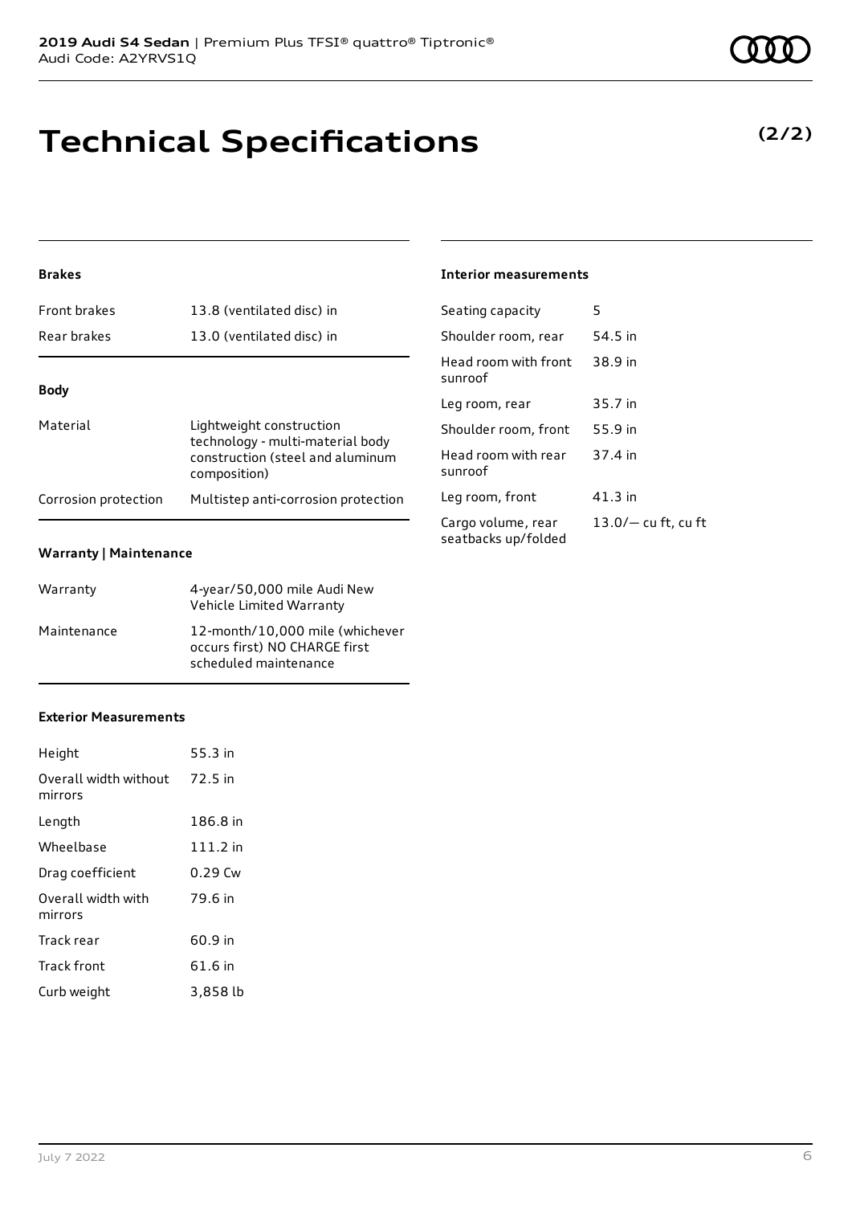# Technical Specifications

**(2/2)**

### Brakes

| | |
|---|---|
| Front brakes | 13.8 (ventilated disc) in |
| Rear brakes | 13.0 (ventilated disc) in |

### Body

| | |
|---|---|
| Material | Lightweight construction technology - multi-material body construction (steel and aluminum composition) |
| Corrosion protection | Multistep anti-corrosion protection |

### Warranty | Maintenance

| | |
|---|---|
| Warranty | 4-year/50,000 mile Audi New Vehicle Limited Warranty |
| Maintenance | 12-month/10,000 mile (whichever occurs first) NO CHARGE first scheduled maintenance |

### Exterior Measurements

| | |
|---|---|
| Height | 55.3 in |
| Overall width without mirrors | 72.5 in |
| Length | 186.8 in |
| Wheelbase | 111.2 in |
| Drag coefficient | 0.29 Cw |
| Overall width with mirrors | 79.6 in |
| Track rear | 60.9 in |
| Track front | 61.6 in |
| Curb weight | 3,858 lb |

### Interior measurements

| | |
|---|---|
| Seating capacity | 5 |
| Shoulder room, rear | 54.5 in |
| Head room with front sunroof | 38.9 in |
| Leg room, rear | 35.7 in |
| Shoulder room, front | 55.9 in |
| Head room with rear sunroof | 37.4 in |
| Leg room, front | 41.3 in |
| Cargo volume, rear seatbacks up/folded | 13.0/— cu ft, cu ft |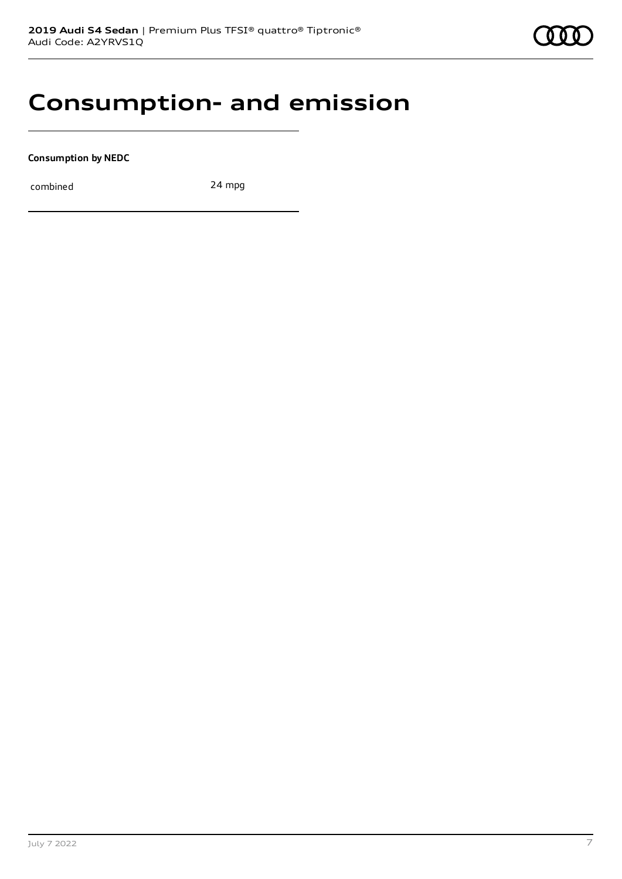# Consumption- and emission

**Consumption by NEDC**

| | |
|---|---|
| combined | 24 mpg |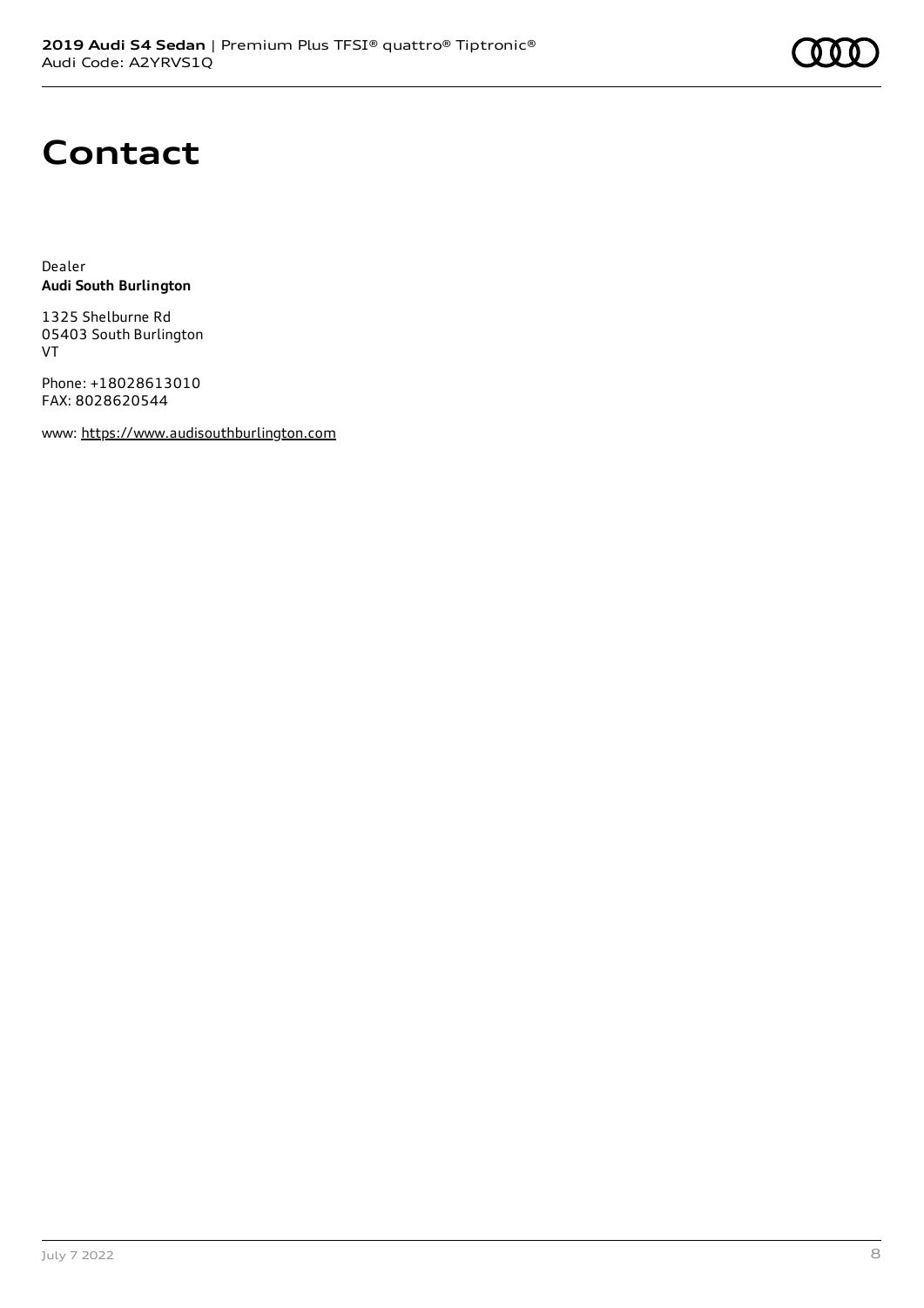# Contact

Dealer
**Audi South Burlington**

1325 Shelburne Rd
05403 South Burlington
VT

Phone: +18028613010
FAX: 8028620544

www: https://www.audisouthburlington.com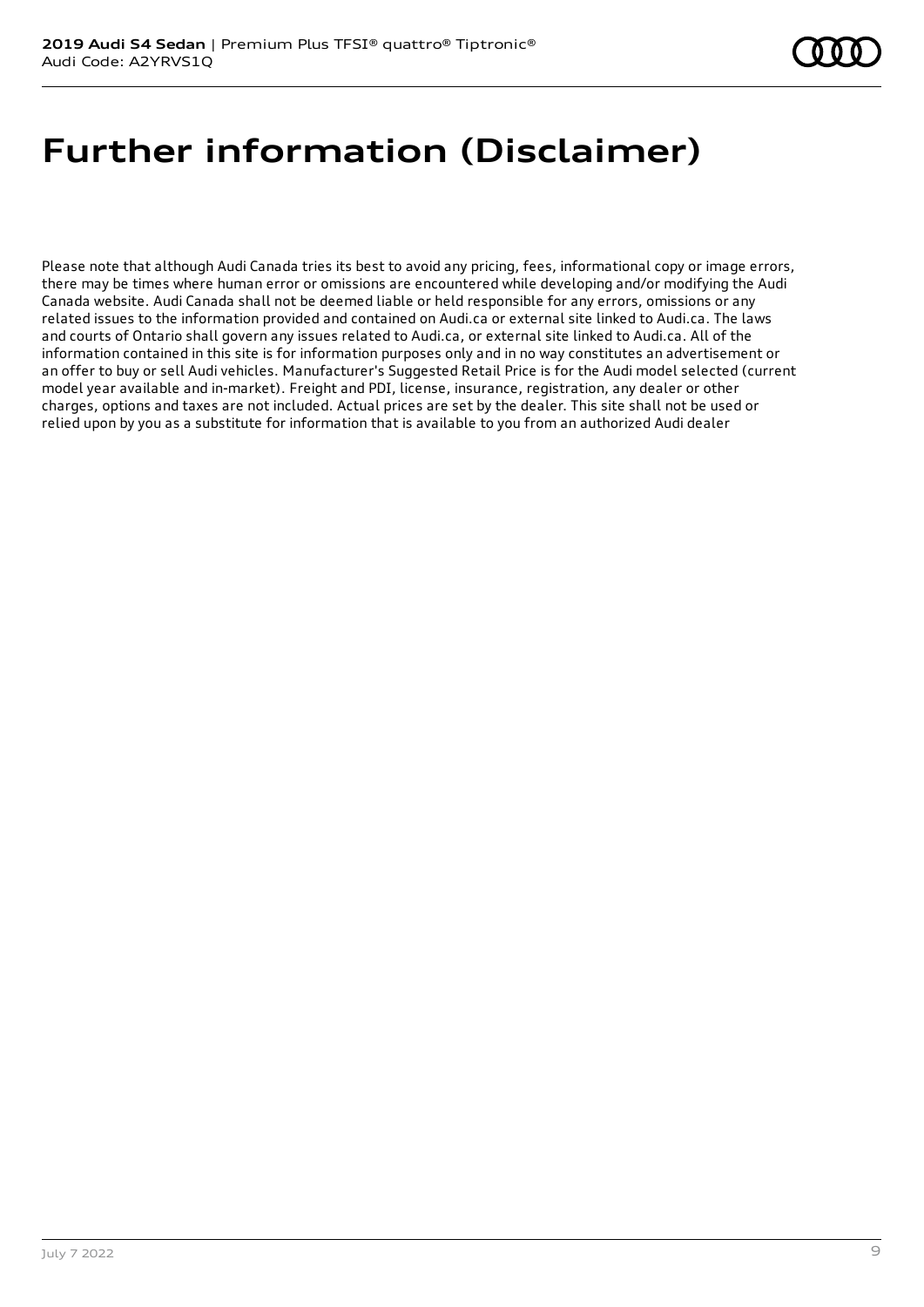# Further information (Disclaimer)

Please note that although Audi Canada tries its best to avoid any pricing, fees, informational copy or image errors, there may be times where human error or omissions are encountered while developing and/or modifying the Audi Canada website. Audi Canada shall not be deemed liable or held responsible for any errors, omissions or any related issues to the information provided and contained on Audi.ca or external site linked to Audi.ca. The laws and courts of Ontario shall govern any issues related to Audi.ca, or external site linked to Audi.ca. All of the information contained in this site is for information purposes only and in no way constitutes an advertisement or an offer to buy or sell Audi vehicles. Manufacturer's Suggested Retail Price is for the Audi model selected (current model year available and in-market). Freight and PDI, license, insurance, registration, any dealer or other charges, options and taxes are not included. Actual prices are set by the dealer. This site shall not be used or relied upon by you as a substitute for information that is available to you from an authorized Audi dealer